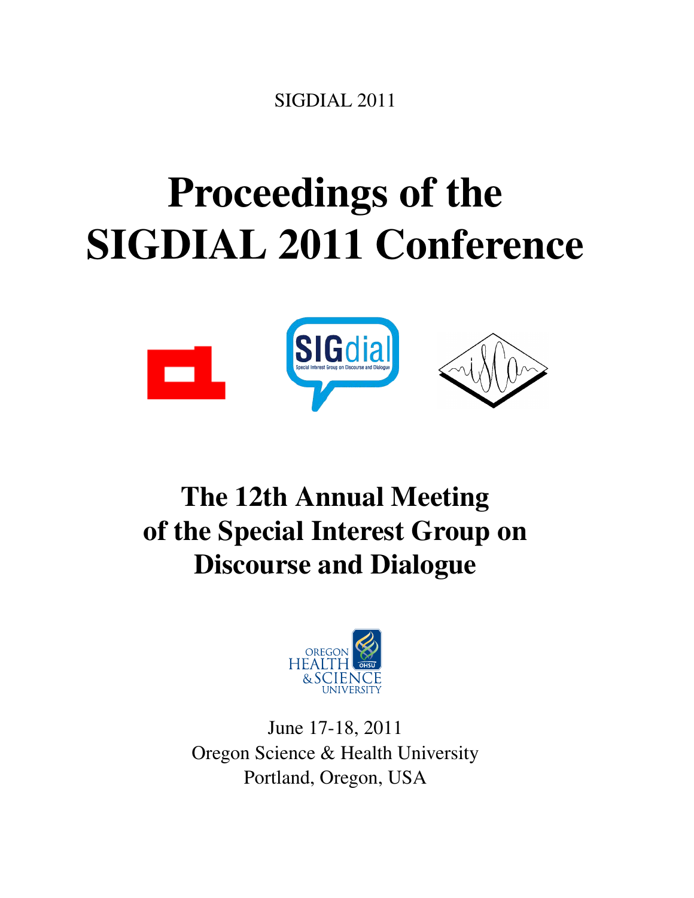SIGDIAL 2011

# Proceedings of the SIGDIAL 2011 Conference

## The 12th Annual Meeting of the Special Interest Group on Discourse and Dialogue

June 17-18, 2011
Oregon Science & Health University
Portland, Oregon, USA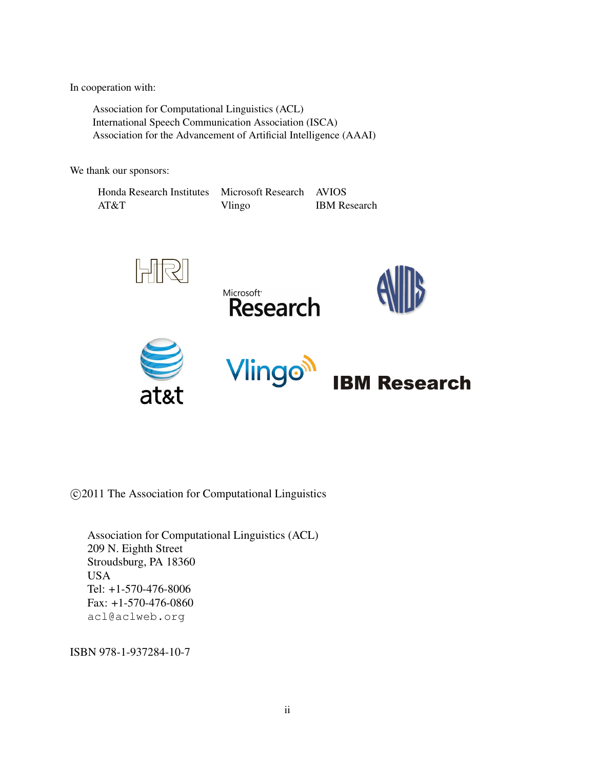In cooperation with:

Association for Computational Linguistics (ACL)
International Speech Communication Association (ISCA)
Association for the Advancement of Artificial Intelligence (AAAI)

We thank our sponsors:

| Honda Research Institutes | Microsoft Research | AVIOS |
| --- | --- | --- |
| AT&T | Vlingo | IBM Research |

©2011 The Association for Computational Linguistics

Association for Computational Linguistics (ACL)
209 N. Eighth Street
Stroudsburg, PA 18360
USA
Tel: +1-570-476-8006
Fax: +1-570-476-0860
acl@aclweb.org

ISBN 978-1-937284-10-7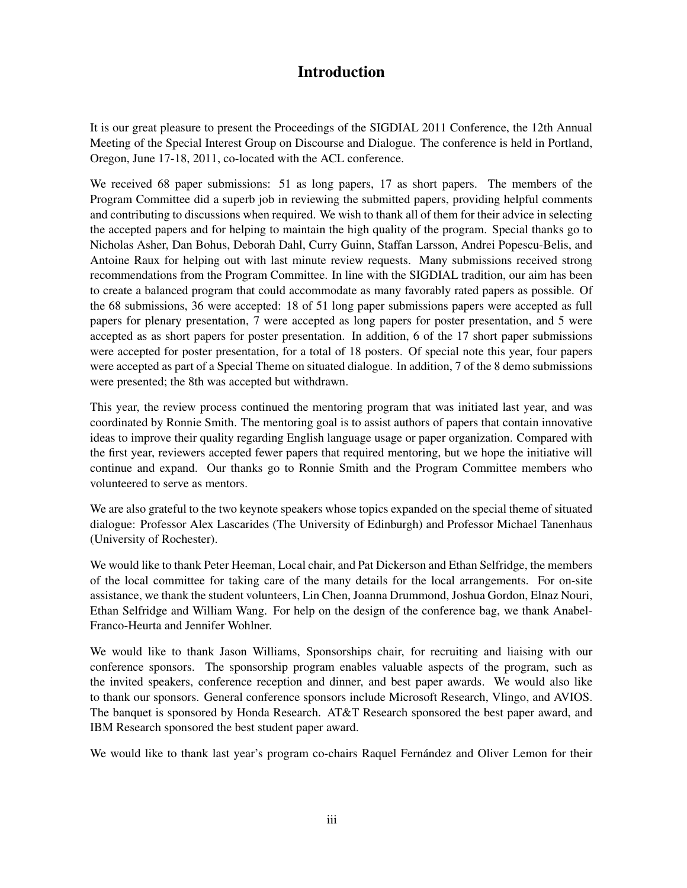# Introduction

It is our great pleasure to present the Proceedings of the SIGDIAL 2011 Conference, the 12th Annual Meeting of the Special Interest Group on Discourse and Dialogue. The conference is held in Portland, Oregon, June 17-18, 2011, co-located with the ACL conference.

We received 68 paper submissions: 51 as long papers, 17 as short papers. The members of the Program Committee did a superb job in reviewing the submitted papers, providing helpful comments and contributing to discussions when required. We wish to thank all of them for their advice in selecting the accepted papers and for helping to maintain the high quality of the program. Special thanks go to Nicholas Asher, Dan Bohus, Deborah Dahl, Curry Guinn, Staffan Larsson, Andrei Popescu-Belis, and Antoine Raux for helping out with last minute review requests. Many submissions received strong recommendations from the Program Committee. In line with the SIGDIAL tradition, our aim has been to create a balanced program that could accommodate as many favorably rated papers as possible. Of the 68 submissions, 36 were accepted: 18 of 51 long paper submissions papers were accepted as full papers for plenary presentation, 7 were accepted as long papers for poster presentation, and 5 were accepted as as short papers for poster presentation. In addition, 6 of the 17 short paper submissions were accepted for poster presentation, for a total of 18 posters. Of special note this year, four papers were accepted as part of a Special Theme on situated dialogue. In addition, 7 of the 8 demo submissions were presented; the 8th was accepted but withdrawn.

This year, the review process continued the mentoring program that was initiated last year, and was coordinated by Ronnie Smith. The mentoring goal is to assist authors of papers that contain innovative ideas to improve their quality regarding English language usage or paper organization. Compared with the first year, reviewers accepted fewer papers that required mentoring, but we hope the initiative will continue and expand. Our thanks go to Ronnie Smith and the Program Committee members who volunteered to serve as mentors.

We are also grateful to the two keynote speakers whose topics expanded on the special theme of situated dialogue: Professor Alex Lascarides (The University of Edinburgh) and Professor Michael Tanenhaus (University of Rochester).

We would like to thank Peter Heeman, Local chair, and Pat Dickerson and Ethan Selfridge, the members of the local committee for taking care of the many details for the local arrangements. For on-site assistance, we thank the student volunteers, Lin Chen, Joanna Drummond, Joshua Gordon, Elnaz Nouri, Ethan Selfridge and William Wang. For help on the design of the conference bag, we thank Anabel-Franco-Heurta and Jennifer Wohlner.

We would like to thank Jason Williams, Sponsorships chair, for recruiting and liaising with our conference sponsors. The sponsorship program enables valuable aspects of the program, such as the invited speakers, conference reception and dinner, and best paper awards. We would also like to thank our sponsors. General conference sponsors include Microsoft Research, Vlingo, and AVIOS. The banquet is sponsored by Honda Research. AT&T Research sponsored the best paper award, and IBM Research sponsored the best student paper award.

We would like to thank last year's program co-chairs Raquel Fernández and Oliver Lemon for their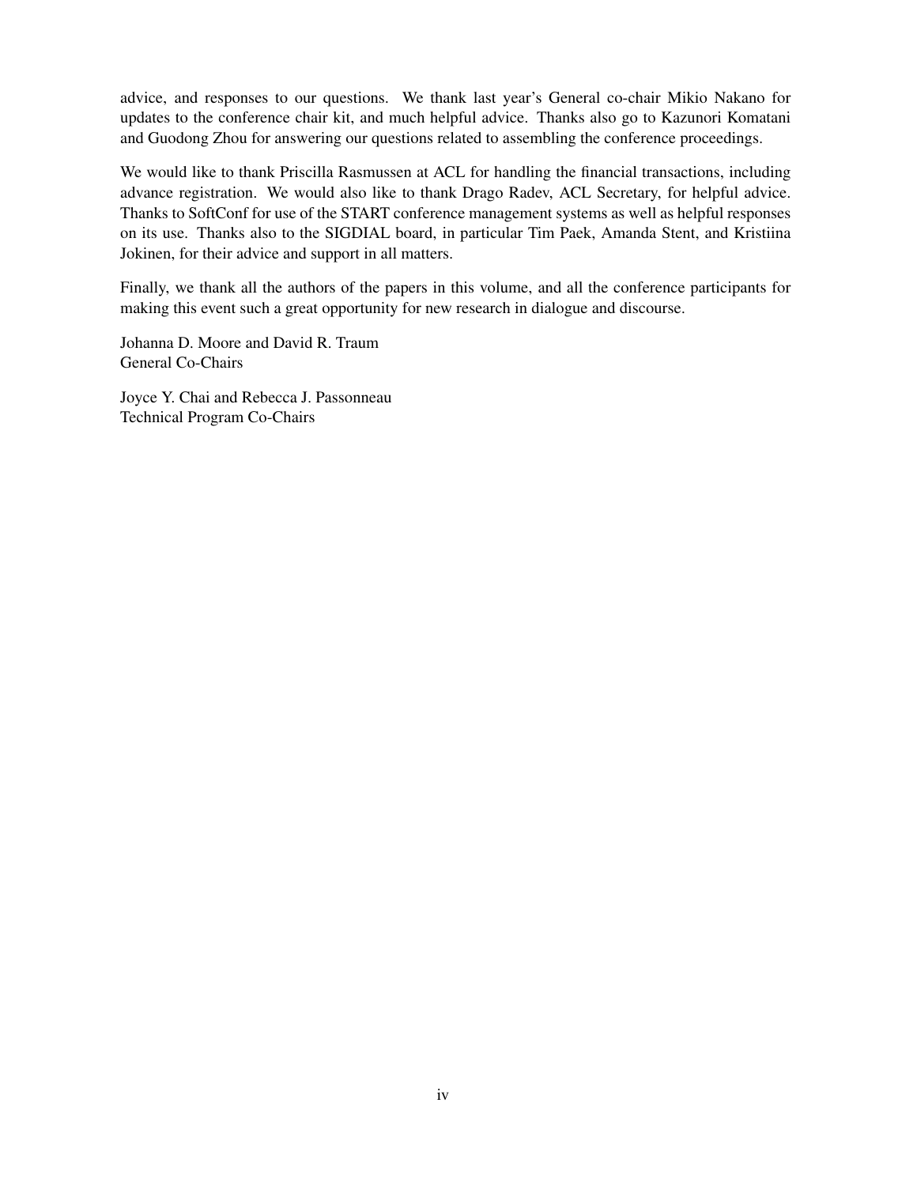advice, and responses to our questions. We thank last year's General co-chair Mikio Nakano for updates to the conference chair kit, and much helpful advice. Thanks also go to Kazunori Komatani and Guodong Zhou for answering our questions related to assembling the conference proceedings.

We would like to thank Priscilla Rasmussen at ACL for handling the financial transactions, including advance registration. We would also like to thank Drago Radev, ACL Secretary, for helpful advice. Thanks to SoftConf for use of the START conference management systems as well as helpful responses on its use. Thanks also to the SIGDIAL board, in particular Tim Paek, Amanda Stent, and Kristiina Jokinen, for their advice and support in all matters.

Finally, we thank all the authors of the papers in this volume, and all the conference participants for making this event such a great opportunity for new research in dialogue and discourse.

Johanna D. Moore and David R. Traum
General Co-Chairs

Joyce Y. Chai and Rebecca J. Passonneau
Technical Program Co-Chairs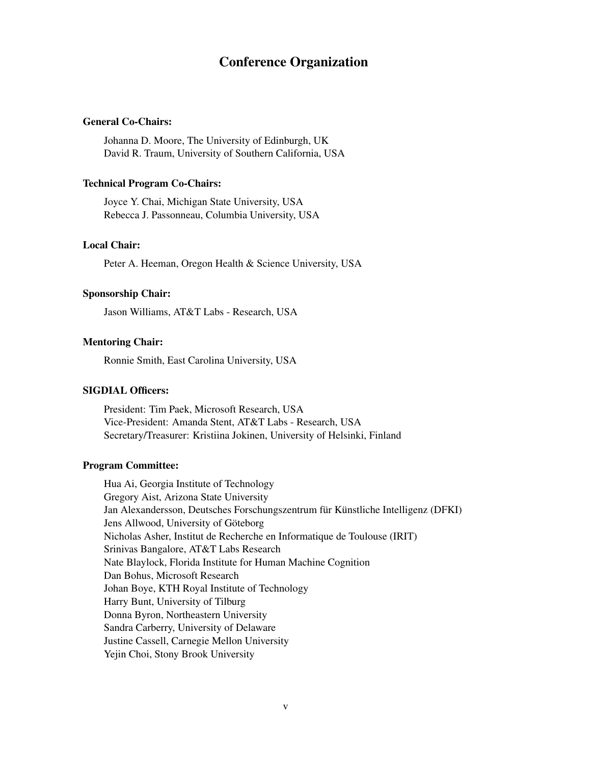# Conference Organization

**General Co-Chairs:**

Johanna D. Moore, The University of Edinburgh, UK
David R. Traum, University of Southern California, USA

**Technical Program Co-Chairs:**

Joyce Y. Chai, Michigan State University, USA
Rebecca J. Passonneau, Columbia University, USA

**Local Chair:**

Peter A. Heeman, Oregon Health & Science University, USA

**Sponsorship Chair:**

Jason Williams, AT&T Labs - Research, USA

**Mentoring Chair:**

Ronnie Smith, East Carolina University, USA

**SIGDIAL Officers:**

President: Tim Paek, Microsoft Research, USA
Vice-President: Amanda Stent, AT&T Labs - Research, USA
Secretary/Treasurer: Kristiina Jokinen, University of Helsinki, Finland

**Program Committee:**

Hua Ai, Georgia Institute of Technology
Gregory Aist, Arizona State University
Jan Alexandersson, Deutsches Forschungszentrum für Künstliche Intelligenz (DFKI)
Jens Allwood, University of Göteborg
Nicholas Asher, Institut de Recherche en Informatique de Toulouse (IRIT)
Srinivas Bangalore, AT&T Labs Research
Nate Blaylock, Florida Institute for Human Machine Cognition
Dan Bohus, Microsoft Research
Johan Boye, KTH Royal Institute of Technology
Harry Bunt, University of Tilburg
Donna Byron, Northeastern University
Sandra Carberry, University of Delaware
Justine Cassell, Carnegie Mellon University
Yejin Choi, Stony Brook University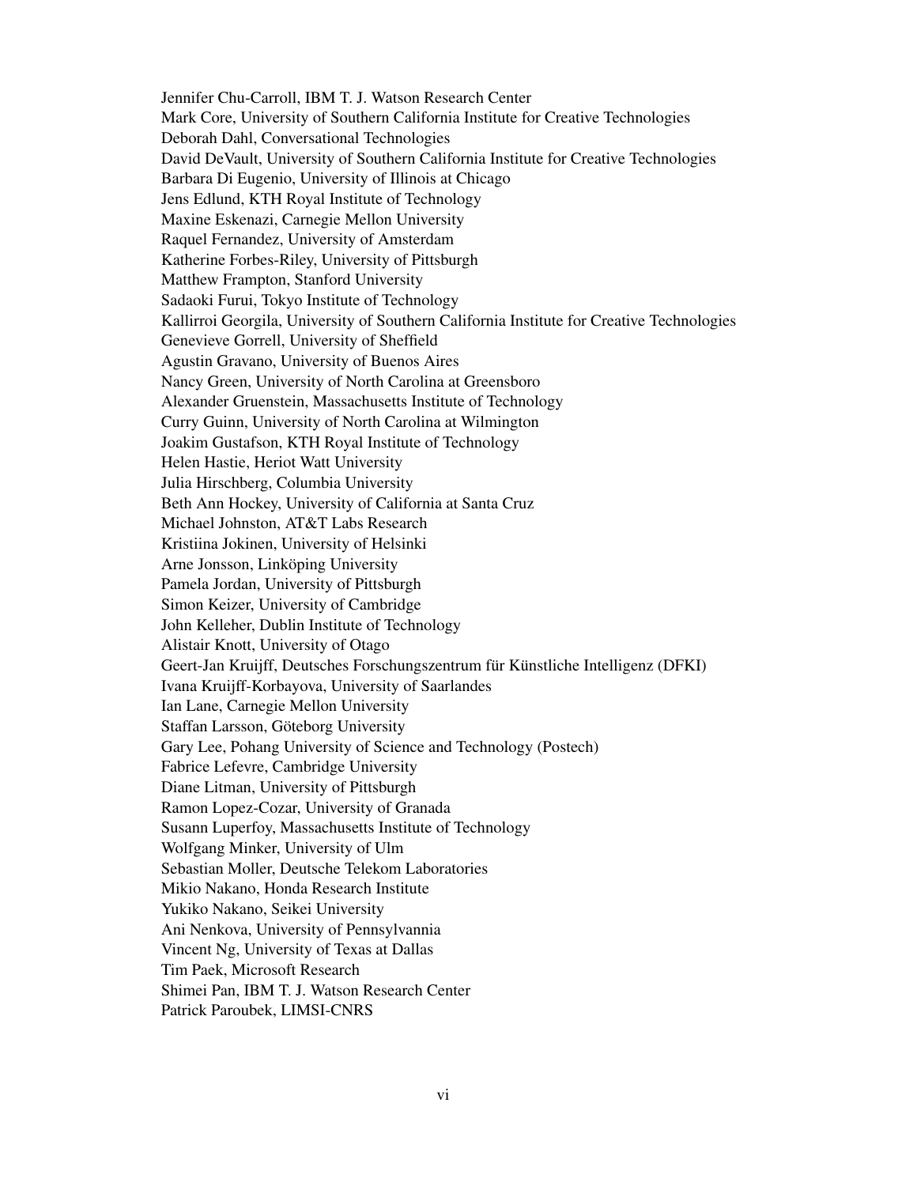Jennifer Chu-Carroll, IBM T. J. Watson Research Center
Mark Core, University of Southern California Institute for Creative Technologies
Deborah Dahl, Conversational Technologies
David DeVault, University of Southern California Institute for Creative Technologies
Barbara Di Eugenio, University of Illinois at Chicago
Jens Edlund, KTH Royal Institute of Technology
Maxine Eskenazi, Carnegie Mellon University
Raquel Fernandez, University of Amsterdam
Katherine Forbes-Riley, University of Pittsburgh
Matthew Frampton, Stanford University
Sadaoki Furui, Tokyo Institute of Technology
Kallirroi Georgila, University of Southern California Institute for Creative Technologies
Genevieve Gorrell, University of Sheffield
Agustin Gravano, University of Buenos Aires
Nancy Green, University of North Carolina at Greensboro
Alexander Gruenstein, Massachusetts Institute of Technology
Curry Guinn, University of North Carolina at Wilmington
Joakim Gustafson, KTH Royal Institute of Technology
Helen Hastie, Heriot Watt University
Julia Hirschberg, Columbia University
Beth Ann Hockey, University of California at Santa Cruz
Michael Johnston, AT&T Labs Research
Kristiina Jokinen, University of Helsinki
Arne Jonsson, Linköping University
Pamela Jordan, University of Pittsburgh
Simon Keizer, University of Cambridge
John Kelleher, Dublin Institute of Technology
Alistair Knott, University of Otago
Geert-Jan Kruijff, Deutsches Forschungszentrum für Künstliche Intelligenz (DFKI)
Ivana Kruijff-Korbayova, University of Saarlandes
Ian Lane, Carnegie Mellon University
Staffan Larsson, Göteborg University
Gary Lee, Pohang University of Science and Technology (Postech)
Fabrice Lefevre, Cambridge University
Diane Litman, University of Pittsburgh
Ramon Lopez-Cozar, University of Granada
Susann Luperfoy, Massachusetts Institute of Technology
Wolfgang Minker, University of Ulm
Sebastian Moller, Deutsche Telekom Laboratories
Mikio Nakano, Honda Research Institute
Yukiko Nakano, Seikei University
Ani Nenkova, University of Pennsylvannia
Vincent Ng, University of Texas at Dallas
Tim Paek, Microsoft Research
Shimei Pan, IBM T. J. Watson Research Center
Patrick Paroubek, LIMSI-CNRS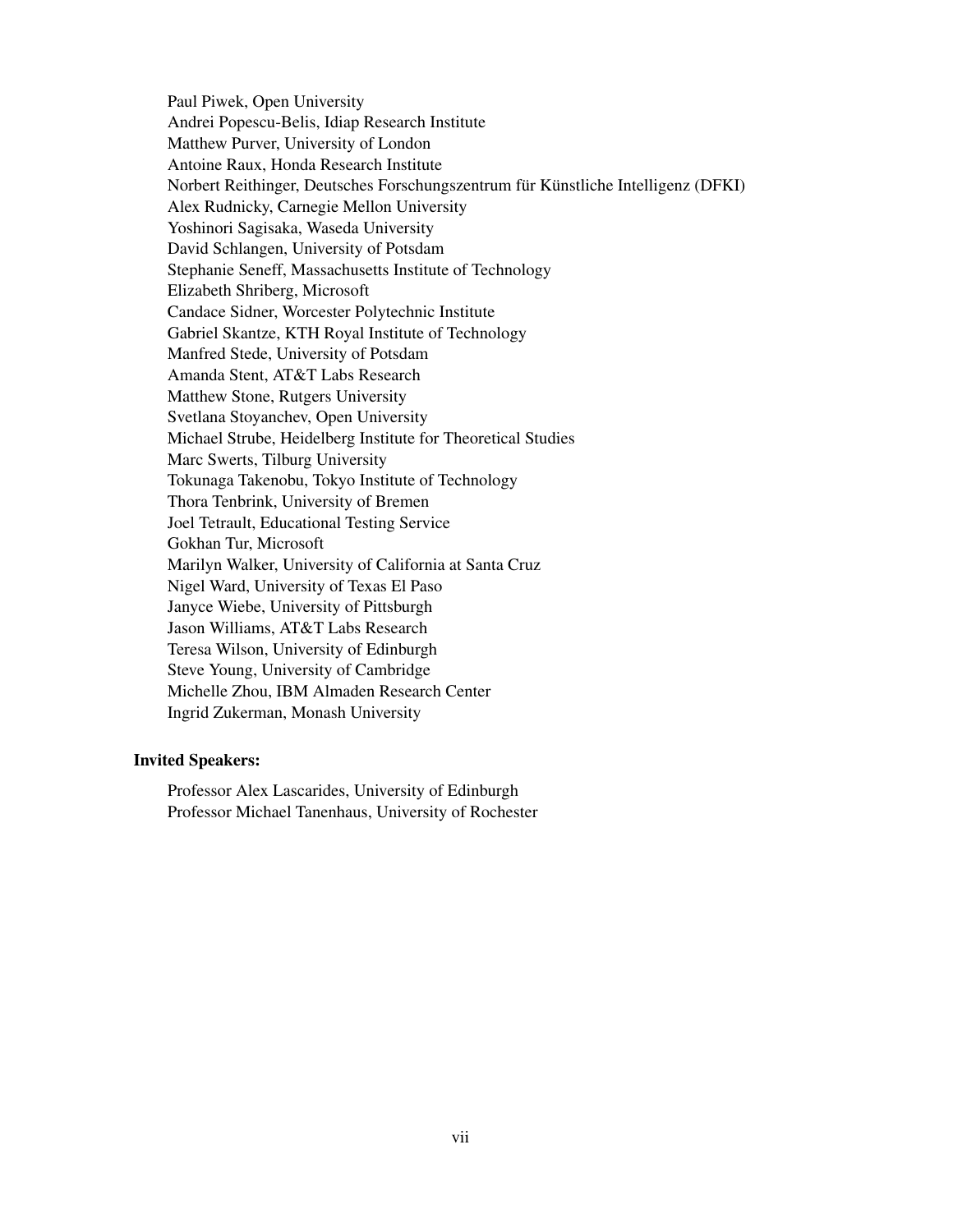Paul Piwek, Open University
Andrei Popescu-Belis, Idiap Research Institute
Matthew Purver, University of London
Antoine Raux, Honda Research Institute
Norbert Reithinger, Deutsches Forschungszentrum für Künstliche Intelligenz (DFKI)
Alex Rudnicky, Carnegie Mellon University
Yoshinori Sagisaka, Waseda University
David Schlangen, University of Potsdam
Stephanie Seneff, Massachusetts Institute of Technology
Elizabeth Shriberg, Microsoft
Candace Sidner, Worcester Polytechnic Institute
Gabriel Skantze, KTH Royal Institute of Technology
Manfred Stede, University of Potsdam
Amanda Stent, AT&T Labs Research
Matthew Stone, Rutgers University
Svetlana Stoyanchev, Open University
Michael Strube, Heidelberg Institute for Theoretical Studies
Marc Swerts, Tilburg University
Tokunaga Takenobu, Tokyo Institute of Technology
Thora Tenbrink, University of Bremen
Joel Tetrault, Educational Testing Service
Gokhan Tur, Microsoft
Marilyn Walker, University of California at Santa Cruz
Nigel Ward, University of Texas El Paso
Janyce Wiebe, University of Pittsburgh
Jason Williams, AT&T Labs Research
Teresa Wilson, University of Edinburgh
Steve Young, University of Cambridge
Michelle Zhou, IBM Almaden Research Center
Ingrid Zukerman, Monash University

**Invited Speakers:**

Professor Alex Lascarides, University of Edinburgh
Professor Michael Tanenhaus, University of Rochester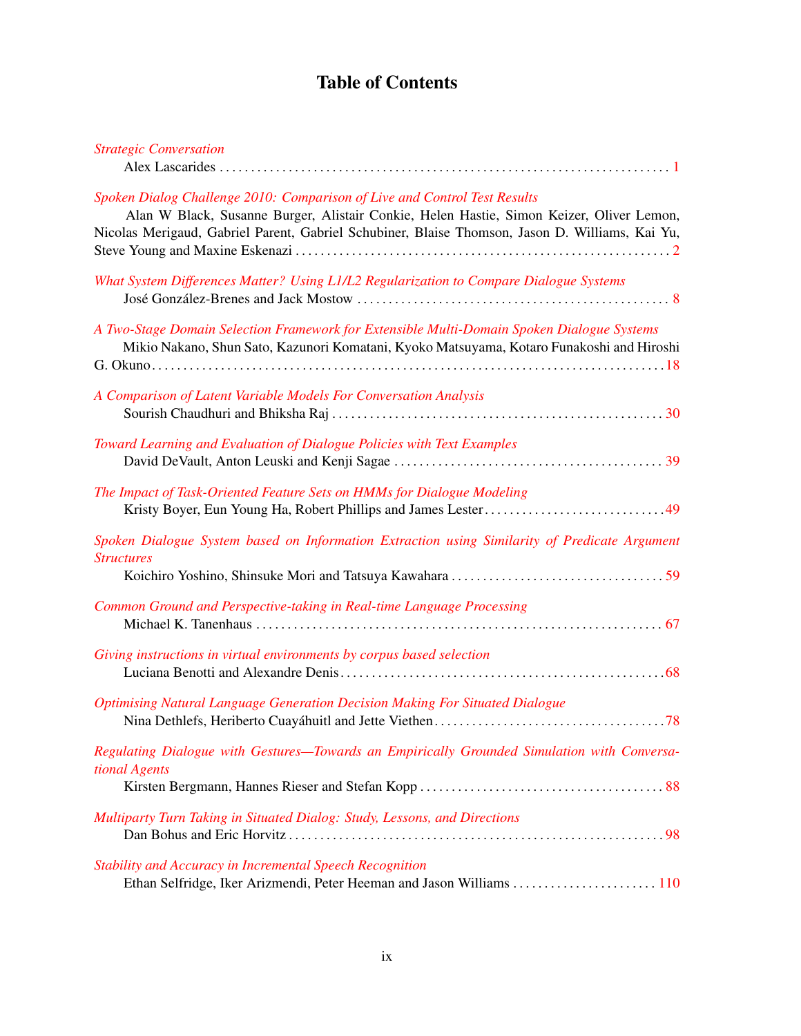# Table of Contents

*Strategic Conversation*
Alex Lascarides . . . . . . . . . . . . . . . . . . . . . . . . . . . . . . . . . . . . . . . . . . . . . . . . . . . . . . . . . . . . . . . . . . . . . . . 1

*Spoken Dialog Challenge 2010: Comparison of Live and Control Test Results*
Alan W Black, Susanne Burger, Alistair Conkie, Helen Hastie, Simon Keizer, Oliver Lemon, Nicolas Merigaud, Gabriel Parent, Gabriel Schubiner, Blaise Thomson, Jason D. Williams, Kai Yu, Steve Young and Maxine Eskenazi . . . . . . . . . . . . . . . . . . . . . . . . . . . . . . . . . . . . . . . . . . . . . . . . . . . . . . . . . . . 2

*What System Differences Matter? Using L1/L2 Regularization to Compare Dialogue Systems*
José González-Brenes and Jack Mostow . . . . . . . . . . . . . . . . . . . . . . . . . . . . . . . . . . . . . . . . . . . . . . . . . . . 8

*A Two-Stage Domain Selection Framework for Extensible Multi-Domain Spoken Dialogue Systems*
Mikio Nakano, Shun Sato, Kazunori Komatani, Kyoko Matsuyama, Kotaro Funakoshi and Hiroshi G. Okuno . . . . . . . . . . . . . . . . . . . . . . . . . . . . . . . . . . . . . . . . . . . . . . . . . . . . . . . . . . . . . . . . . . . . . . . . . . 18

*A Comparison of Latent Variable Models For Conversation Analysis*
Sourish Chaudhuri and Bhiksha Raj . . . . . . . . . . . . . . . . . . . . . . . . . . . . . . . . . . . . . . . . . . . . . . . . . . . . . 30

*Toward Learning and Evaluation of Dialogue Policies with Text Examples*
David DeVault, Anton Leuski and Kenji Sagae . . . . . . . . . . . . . . . . . . . . . . . . . . . . . . . . . . . . . . . . . . . . 39

*The Impact of Task-Oriented Feature Sets on HMMs for Dialogue Modeling*
Kristy Boyer, Eun Young Ha, Robert Phillips and James Lester . . . . . . . . . . . . . . . . . . . . . . . . . . . . . 49

*Spoken Dialogue System based on Information Extraction using Similarity of Predicate Argument Structures*
Koichiro Yoshino, Shinsuke Mori and Tatsuya Kawahara . . . . . . . . . . . . . . . . . . . . . . . . . . . . . . . . . . 59

*Common Ground and Perspective-taking in Real-time Language Processing*
Michael K. Tanenhaus . . . . . . . . . . . . . . . . . . . . . . . . . . . . . . . . . . . . . . . . . . . . . . . . . . . . . . . . . . . . . . . . . 67

*Giving instructions in virtual environments by corpus based selection*
Luciana Benotti and Alexandre Denis . . . . . . . . . . . . . . . . . . . . . . . . . . . . . . . . . . . . . . . . . . . . . . . . . . . . 68

*Optimising Natural Language Generation Decision Making For Situated Dialogue*
Nina Dethlefs, Heriberto Cuayáhuitl and Jette Viethen . . . . . . . . . . . . . . . . . . . . . . . . . . . . . . . . . . . . . 78

*Regulating Dialogue with Gestures—Towards an Empirically Grounded Simulation with Conversational Agents*
Kirsten Bergmann, Hannes Rieser and Stefan Kopp . . . . . . . . . . . . . . . . . . . . . . . . . . . . . . . . . . . . . . . 88

*Multiparty Turn Taking in Situated Dialog: Study, Lessons, and Directions*
Dan Bohus and Eric Horvitz . . . . . . . . . . . . . . . . . . . . . . . . . . . . . . . . . . . . . . . . . . . . . . . . . . . . . . . . . . . . 98

*Stability and Accuracy in Incremental Speech Recognition*
Ethan Selfridge, Iker Arizmendi, Peter Heeman and Jason Williams . . . . . . . . . . . . . . . . . . . . . . . 110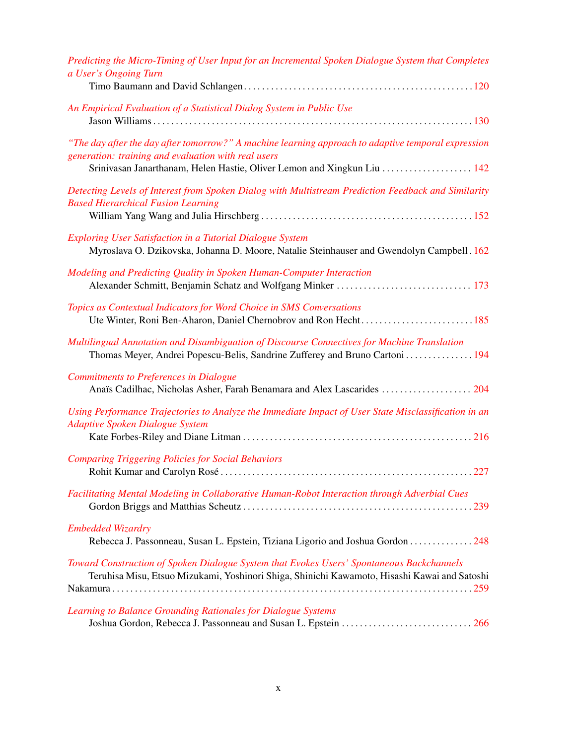*Predicting the Micro-Timing of User Input for an Incremental Spoken Dialogue System that Completes a User's Ongoing Turn*
Timo Baumann and David Schlangen . . . . . 120

*An Empirical Evaluation of a Statistical Dialog System in Public Use*
Jason Williams . . . . . 130

*"The day after the day after tomorrow?" A machine learning approach to adaptive temporal expression generation: training and evaluation with real users*
Srinivasan Janarthanam, Helen Hastie, Oliver Lemon and Xingkun Liu . . . . . 142

*Detecting Levels of Interest from Spoken Dialog with Multistream Prediction Feedback and Similarity Based Hierarchical Fusion Learning*
William Yang Wang and Julia Hirschberg . . . . . 152

*Exploring User Satisfaction in a Tutorial Dialogue System*
Myroslava O. Dzikovska, Johanna D. Moore, Natalie Steinhauser and Gwendolyn Campbell . 162

*Modeling and Predicting Quality in Spoken Human-Computer Interaction*
Alexander Schmitt, Benjamin Schatz and Wolfgang Minker . . . . . 173

*Topics as Contextual Indicators for Word Choice in SMS Conversations*
Ute Winter, Roni Ben-Aharon, Daniel Chernobrov and Ron Hecht . . . . . 185

*Multilingual Annotation and Disambiguation of Discourse Connectives for Machine Translation*
Thomas Meyer, Andrei Popescu-Belis, Sandrine Zufferey and Bruno Cartoni . . . . . 194

*Commitments to Preferences in Dialogue*
Anaïs Cadilhac, Nicholas Asher, Farah Benamara and Alex Lascarides . . . . . 204

*Using Performance Trajectories to Analyze the Immediate Impact of User State Misclassification in an Adaptive Spoken Dialogue System*
Kate Forbes-Riley and Diane Litman . . . . . 216

*Comparing Triggering Policies for Social Behaviors*
Rohit Kumar and Carolyn Rosé . . . . . 227

*Facilitating Mental Modeling in Collaborative Human-Robot Interaction through Adverbial Cues*
Gordon Briggs and Matthias Scheutz . . . . . 239

*Embedded Wizardry*
Rebecca J. Passonneau, Susan L. Epstein, Tiziana Ligorio and Joshua Gordon . . . . . 248

*Toward Construction of Spoken Dialogue System that Evokes Users' Spontaneous Backchannels*
Teruhisa Misu, Etsuo Mizukami, Yoshinori Shiga, Shinichi Kawamoto, Hisashi Kawai and Satoshi Nakamura . . . . . 259

*Learning to Balance Grounding Rationales for Dialogue Systems*
Joshua Gordon, Rebecca J. Passonneau and Susan L. Epstein . . . . . 266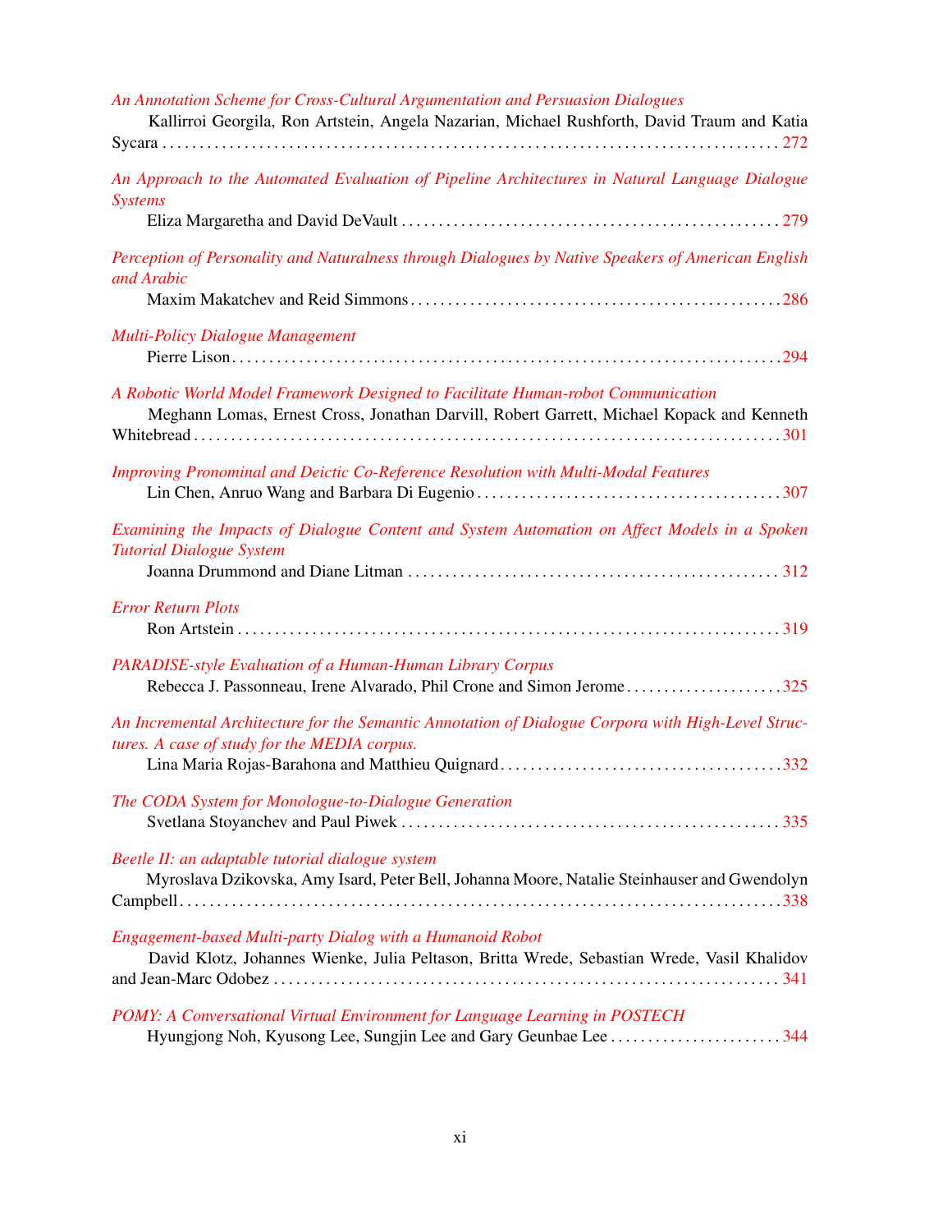*An Annotation Scheme for Cross-Cultural Argumentation and Persuasion Dialogues*
Kallirroi Georgila, Ron Artstein, Angela Nazarian, Michael Rushforth, David Traum and Katia Sycara . . . . . . . . . . 272

*An Approach to the Automated Evaluation of Pipeline Architectures in Natural Language Dialogue Systems*
Eliza Margaretha and David DeVault . . . . . . . . . . 279

*Perception of Personality and Naturalness through Dialogues by Native Speakers of American English and Arabic*
Maxim Makatchev and Reid Simmons . . . . . . . . . . 286

*Multi-Policy Dialogue Management*
Pierre Lison . . . . . . . . . . 294

*A Robotic World Model Framework Designed to Facilitate Human-robot Communication*
Meghann Lomas, Ernest Cross, Jonathan Darvill, Robert Garrett, Michael Kopack and Kenneth Whitebread . . . . . . . . . . 301

*Improving Pronominal and Deictic Co-Reference Resolution with Multi-Modal Features*
Lin Chen, Anruo Wang and Barbara Di Eugenio . . . . . . . . . . 307

*Examining the Impacts of Dialogue Content and System Automation on Affect Models in a Spoken Tutorial Dialogue System*
Joanna Drummond and Diane Litman . . . . . . . . . . 312

*Error Return Plots*
Ron Artstein . . . . . . . . . . 319

*PARADISE-style Evaluation of a Human-Human Library Corpus*
Rebecca J. Passonneau, Irene Alvarado, Phil Crone and Simon Jerome . . . . . . . . . . 325

*An Incremental Architecture for the Semantic Annotation of Dialogue Corpora with High-Level Structures. A case of study for the MEDIA corpus.*
Lina Maria Rojas-Barahona and Matthieu Quignard . . . . . . . . . . 332

*The CODA System for Monologue-to-Dialogue Generation*
Svetlana Stoyanchev and Paul Piwek . . . . . . . . . . 335

*Beetle II: an adaptable tutorial dialogue system*
Myroslava Dzikovska, Amy Isard, Peter Bell, Johanna Moore, Natalie Steinhauser and Gwendolyn Campbell . . . . . . . . . . 338

*Engagement-based Multi-party Dialog with a Humanoid Robot*
David Klotz, Johannes Wienke, Julia Peltason, Britta Wrede, Sebastian Wrede, Vasil Khalidov and Jean-Marc Odobez . . . . . . . . . . 341

*POMY: A Conversational Virtual Environment for Language Learning in POSTECH*
Hyungjong Noh, Kyusong Lee, Sungjin Lee and Gary Geunbae Lee . . . . . . . . . . 344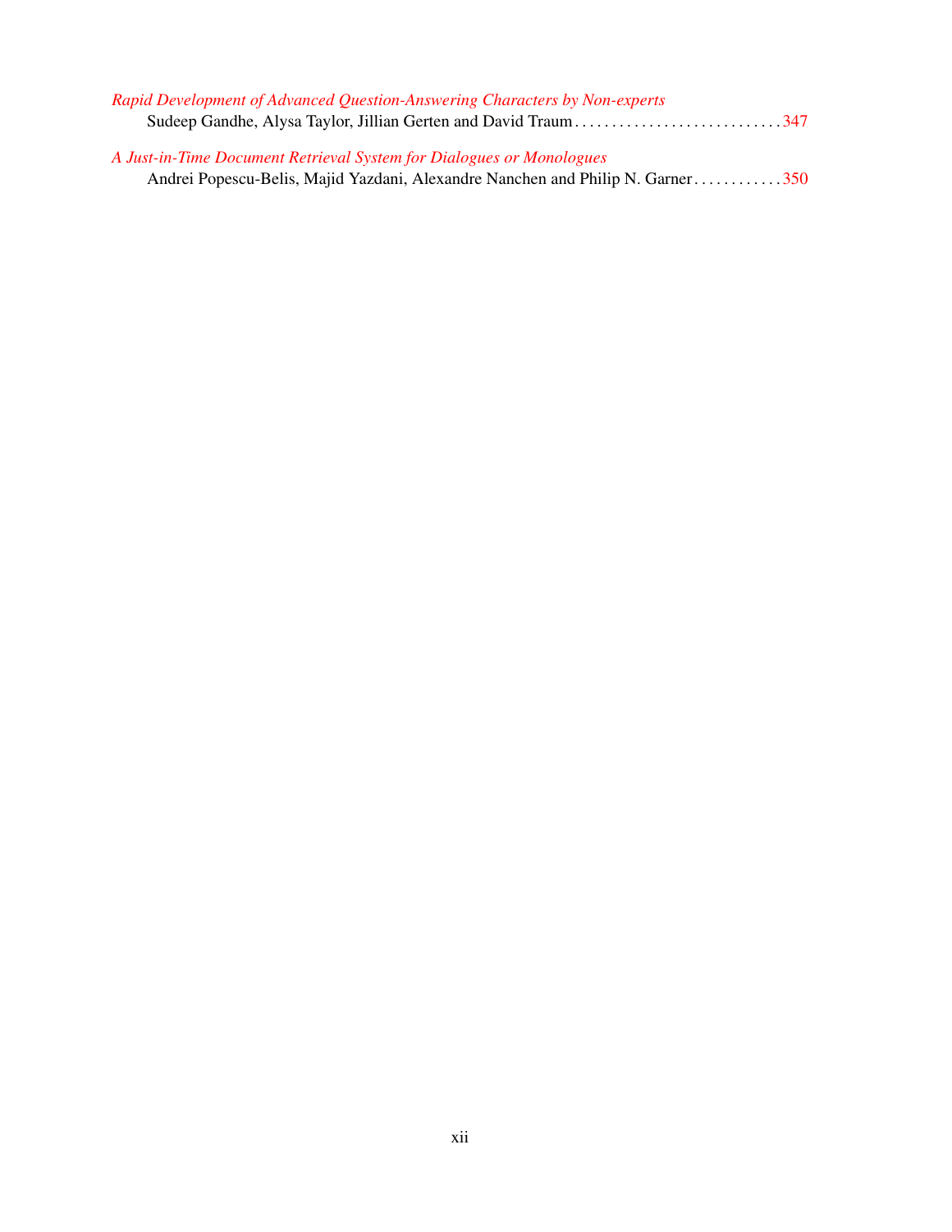*Rapid Development of Advanced Question-Answering Characters by Non-experts*
Sudeep Gandhe, Alysa Taylor, Jillian Gerten and David Traum . . . . . . . . . . . . . . . . . . . . . . . . . . . . 347

*A Just-in-Time Document Retrieval System for Dialogues or Monologues*
Andrei Popescu-Belis, Majid Yazdani, Alexandre Nanchen and Philip N. Garner . . . . . . . . . . . . 350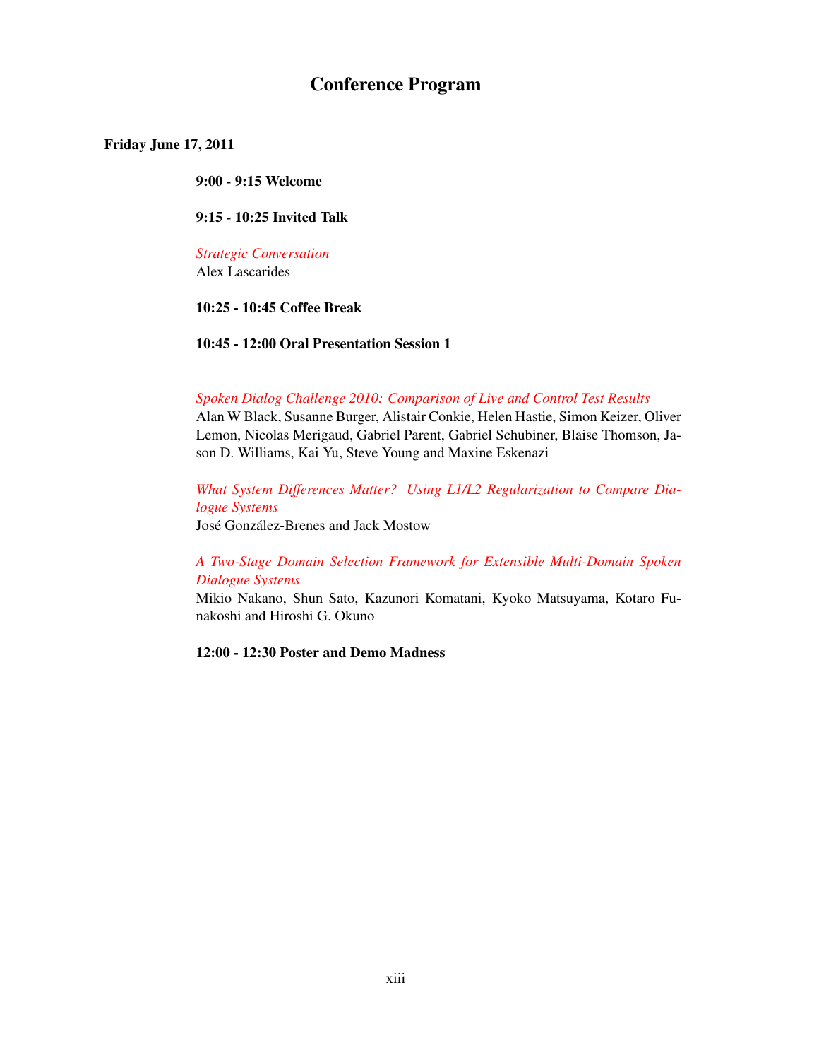# Conference Program

**Friday June 17, 2011**

**9:00 - 9:15 Welcome**

**9:15 - 10:25 Invited Talk**

*Strategic Conversation*
Alex Lascarides

**10:25 - 10:45 Coffee Break**

**10:45 - 12:00 Oral Presentation Session 1**

*Spoken Dialog Challenge 2010: Comparison of Live and Control Test Results*
Alan W Black, Susanne Burger, Alistair Conkie, Helen Hastie, Simon Keizer, Oliver Lemon, Nicolas Merigaud, Gabriel Parent, Gabriel Schubiner, Blaise Thomson, Jason D. Williams, Kai Yu, Steve Young and Maxine Eskenazi

*What System Differences Matter? Using L1/L2 Regularization to Compare Dialogue Systems*
José González-Brenes and Jack Mostow

*A Two-Stage Domain Selection Framework for Extensible Multi-Domain Spoken Dialogue Systems*
Mikio Nakano, Shun Sato, Kazunori Komatani, Kyoko Matsuyama, Kotaro Funakoshi and Hiroshi G. Okuno

**12:00 - 12:30 Poster and Demo Madness**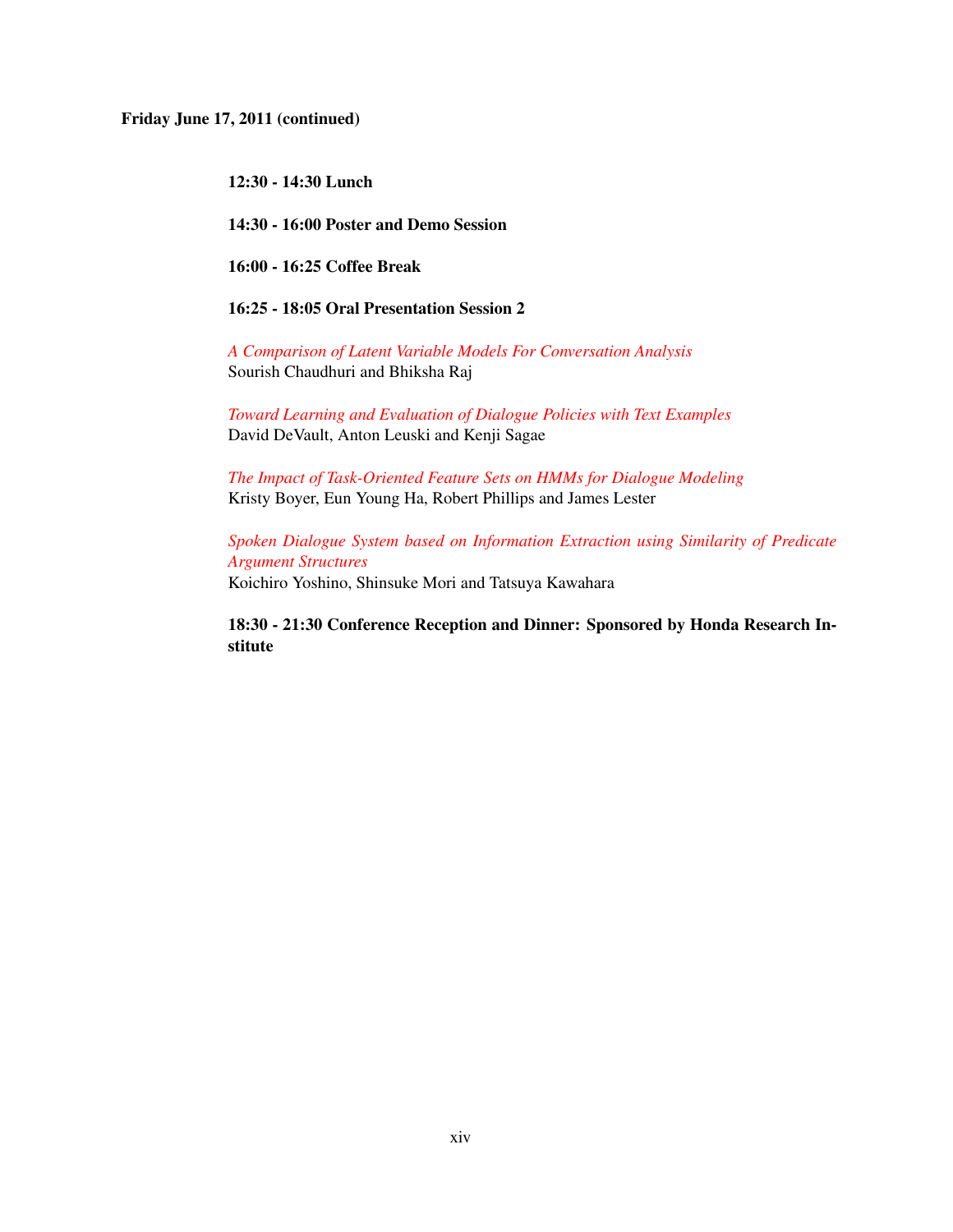**Friday June 17, 2011 (continued)**

**12:30 - 14:30 Lunch**

**14:30 - 16:00 Poster and Demo Session**

**16:00 - 16:25 Coffee Break**

**16:25 - 18:05 Oral Presentation Session 2**

*A Comparison of Latent Variable Models For Conversation Analysis*
Sourish Chaudhuri and Bhiksha Raj

*Toward Learning and Evaluation of Dialogue Policies with Text Examples*
David DeVault, Anton Leuski and Kenji Sagae

*The Impact of Task-Oriented Feature Sets on HMMs for Dialogue Modeling*
Kristy Boyer, Eun Young Ha, Robert Phillips and James Lester

*Spoken Dialogue System based on Information Extraction using Similarity of Predicate Argument Structures*
Koichiro Yoshino, Shinsuke Mori and Tatsuya Kawahara

**18:30 - 21:30 Conference Reception and Dinner: Sponsored by Honda Research Institute**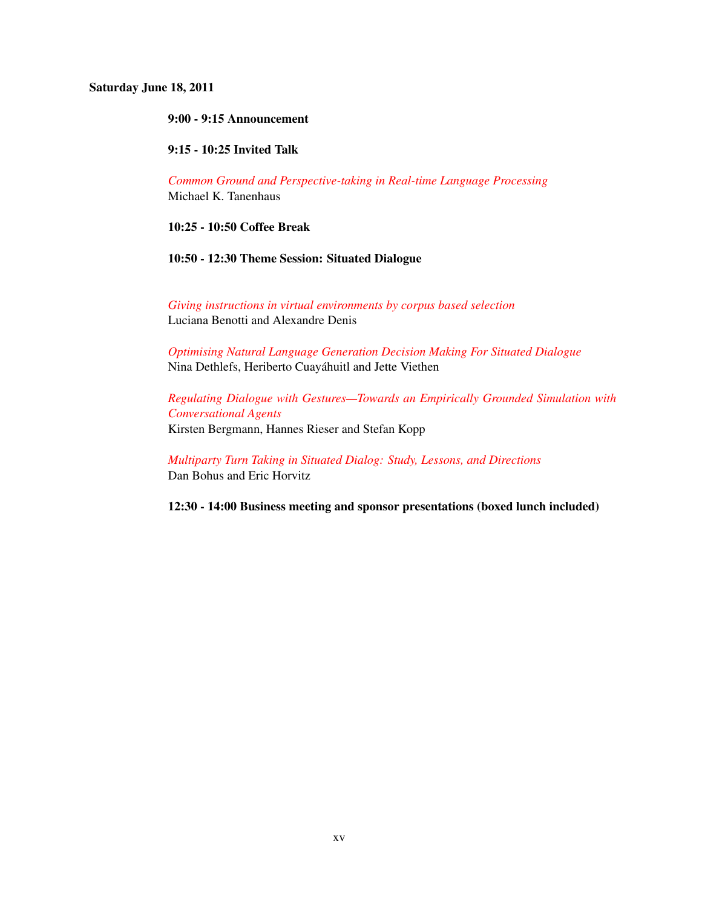**Saturday June 18, 2011**

**9:00 - 9:15 Announcement**

**9:15 - 10:25 Invited Talk**

*Common Ground and Perspective-taking in Real-time Language Processing*
Michael K. Tanenhaus

**10:25 - 10:50 Coffee Break**

**10:50 - 12:30 Theme Session: Situated Dialogue**

*Giving instructions in virtual environments by corpus based selection*
Luciana Benotti and Alexandre Denis

*Optimising Natural Language Generation Decision Making For Situated Dialogue*
Nina Dethlefs, Heriberto Cuayáhuitl and Jette Viethen

*Regulating Dialogue with Gestures—Towards an Empirically Grounded Simulation with Conversational Agents*
Kirsten Bergmann, Hannes Rieser and Stefan Kopp

*Multiparty Turn Taking in Situated Dialog: Study, Lessons, and Directions*
Dan Bohus and Eric Horvitz

**12:30 - 14:00 Business meeting and sponsor presentations (boxed lunch included)**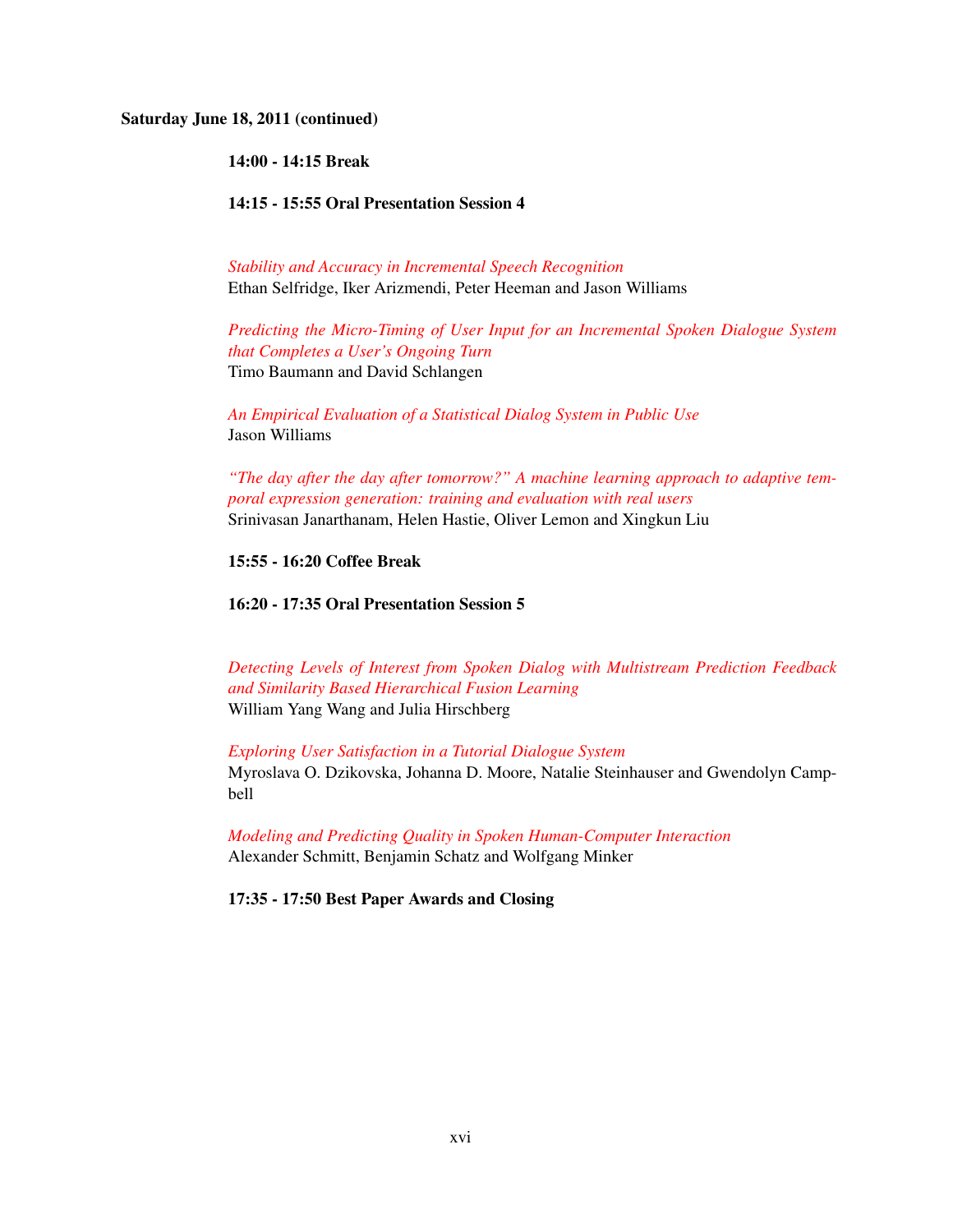**Saturday June 18, 2011 (continued)**

**14:00 - 14:15 Break**

**14:15 - 15:55 Oral Presentation Session 4**

*Stability and Accuracy in Incremental Speech Recognition*
Ethan Selfridge, Iker Arizmendi, Peter Heeman and Jason Williams

*Predicting the Micro-Timing of User Input for an Incremental Spoken Dialogue System that Completes a User's Ongoing Turn*
Timo Baumann and David Schlangen

*An Empirical Evaluation of a Statistical Dialog System in Public Use*
Jason Williams

*"The day after the day after tomorrow?" A machine learning approach to adaptive temporal expression generation: training and evaluation with real users*
Srinivasan Janarthanam, Helen Hastie, Oliver Lemon and Xingkun Liu

**15:55 - 16:20 Coffee Break**

**16:20 - 17:35 Oral Presentation Session 5**

*Detecting Levels of Interest from Spoken Dialog with Multistream Prediction Feedback and Similarity Based Hierarchical Fusion Learning*
William Yang Wang and Julia Hirschberg

*Exploring User Satisfaction in a Tutorial Dialogue System*
Myroslava O. Dzikovska, Johanna D. Moore, Natalie Steinhauser and Gwendolyn Campbell

*Modeling and Predicting Quality in Spoken Human-Computer Interaction*
Alexander Schmitt, Benjamin Schatz and Wolfgang Minker

**17:35 - 17:50 Best Paper Awards and Closing**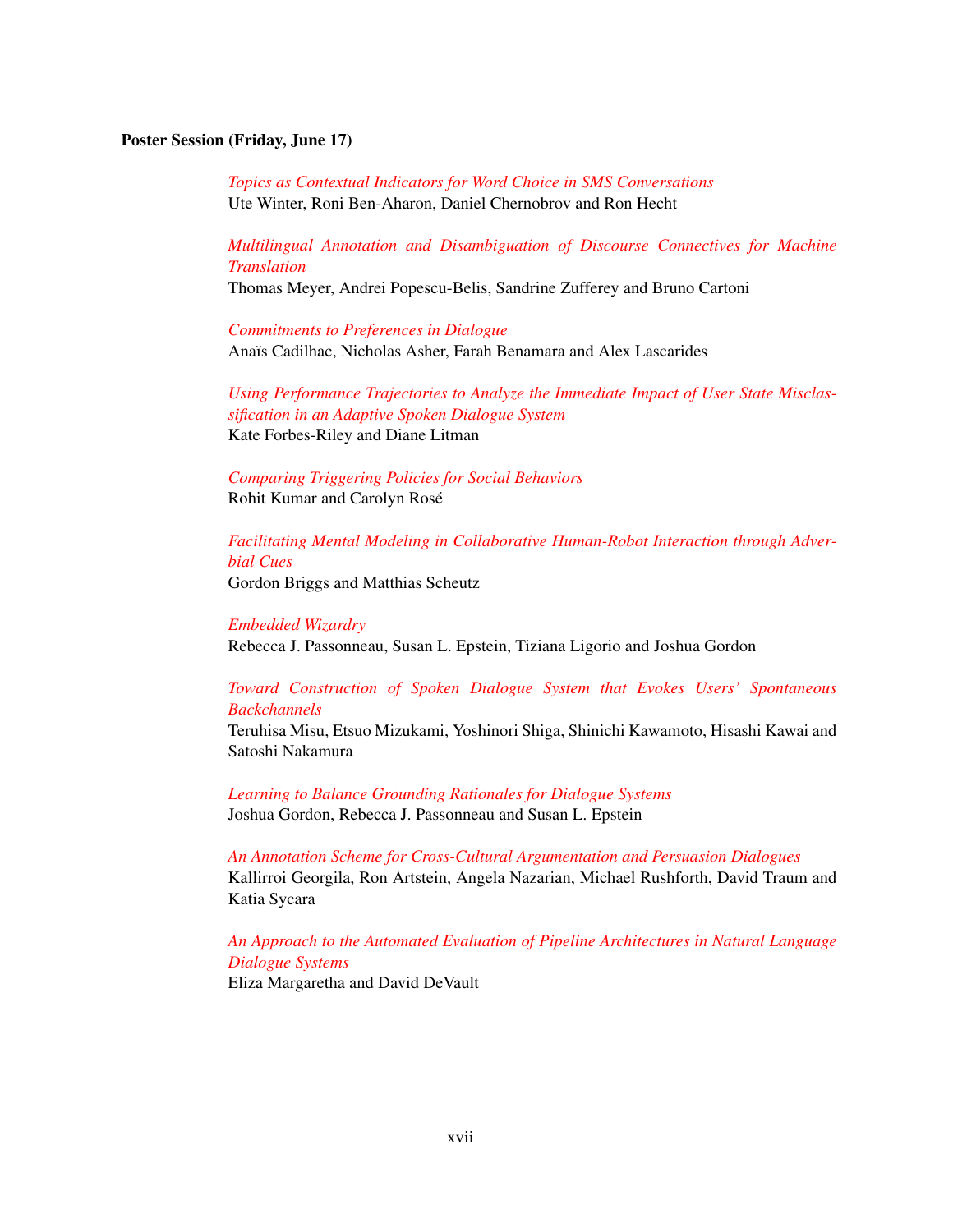**Poster Session (Friday, June 17)**

*Topics as Contextual Indicators for Word Choice in SMS Conversations*
Ute Winter, Roni Ben-Aharon, Daniel Chernobrov and Ron Hecht

*Multilingual Annotation and Disambiguation of Discourse Connectives for Machine Translation*
Thomas Meyer, Andrei Popescu-Belis, Sandrine Zufferey and Bruno Cartoni

*Commitments to Preferences in Dialogue*
Anaïs Cadilhac, Nicholas Asher, Farah Benamara and Alex Lascarides

*Using Performance Trajectories to Analyze the Immediate Impact of User State Misclassification in an Adaptive Spoken Dialogue System*
Kate Forbes-Riley and Diane Litman

*Comparing Triggering Policies for Social Behaviors*
Rohit Kumar and Carolyn Rosé

*Facilitating Mental Modeling in Collaborative Human-Robot Interaction through Adverbial Cues*
Gordon Briggs and Matthias Scheutz

*Embedded Wizardry*
Rebecca J. Passonneau, Susan L. Epstein, Tiziana Ligorio and Joshua Gordon

*Toward Construction of Spoken Dialogue System that Evokes Users' Spontaneous Backchannels*
Teruhisa Misu, Etsuo Mizukami, Yoshinori Shiga, Shinichi Kawamoto, Hisashi Kawai and Satoshi Nakamura

*Learning to Balance Grounding Rationales for Dialogue Systems*
Joshua Gordon, Rebecca J. Passonneau and Susan L. Epstein

*An Annotation Scheme for Cross-Cultural Argumentation and Persuasion Dialogues*
Kallirroi Georgila, Ron Artstein, Angela Nazarian, Michael Rushforth, David Traum and Katia Sycara

*An Approach to the Automated Evaluation of Pipeline Architectures in Natural Language Dialogue Systems*
Eliza Margaretha and David DeVault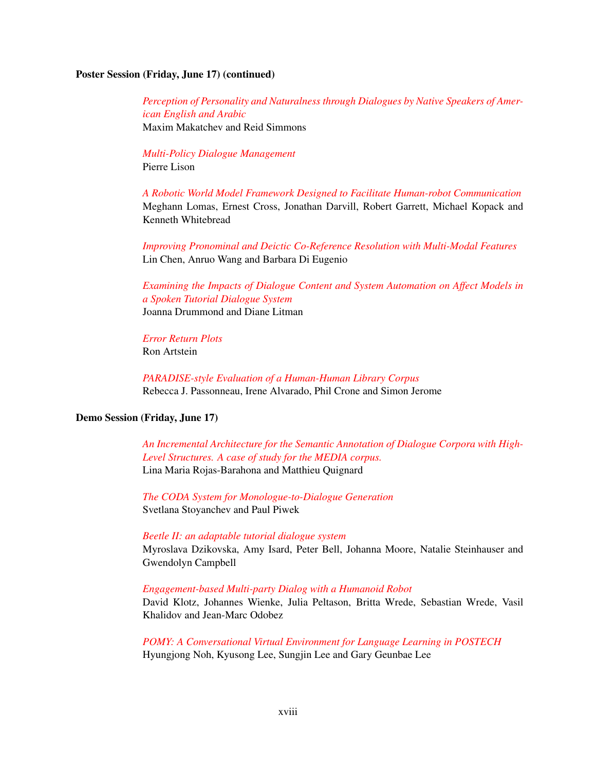**Poster Session (Friday, June 17) (continued)**

*Perception of Personality and Naturalness through Dialogues by Native Speakers of American English and Arabic*
Maxim Makatchev and Reid Simmons

*Multi-Policy Dialogue Management*
Pierre Lison

*A Robotic World Model Framework Designed to Facilitate Human-robot Communication*
Meghann Lomas, Ernest Cross, Jonathan Darvill, Robert Garrett, Michael Kopack and Kenneth Whitebread

*Improving Pronominal and Deictic Co-Reference Resolution with Multi-Modal Features*
Lin Chen, Anruo Wang and Barbara Di Eugenio

*Examining the Impacts of Dialogue Content and System Automation on Affect Models in a Spoken Tutorial Dialogue System*
Joanna Drummond and Diane Litman

*Error Return Plots*
Ron Artstein

*PARADISE-style Evaluation of a Human-Human Library Corpus*
Rebecca J. Passonneau, Irene Alvarado, Phil Crone and Simon Jerome

**Demo Session (Friday, June 17)**

*An Incremental Architecture for the Semantic Annotation of Dialogue Corpora with High-Level Structures. A case of study for the MEDIA corpus.*
Lina Maria Rojas-Barahona and Matthieu Quignard

*The CODA System for Monologue-to-Dialogue Generation*
Svetlana Stoyanchev and Paul Piwek

*Beetle II: an adaptable tutorial dialogue system*
Myroslava Dzikovska, Amy Isard, Peter Bell, Johanna Moore, Natalie Steinhauser and Gwendolyn Campbell

*Engagement-based Multi-party Dialog with a Humanoid Robot*
David Klotz, Johannes Wienke, Julia Peltason, Britta Wrede, Sebastian Wrede, Vasil Khalidov and Jean-Marc Odobez

*POMY: A Conversational Virtual Environment for Language Learning in POSTECH*
Hyungjong Noh, Kyusong Lee, Sungjin Lee and Gary Geunbae Lee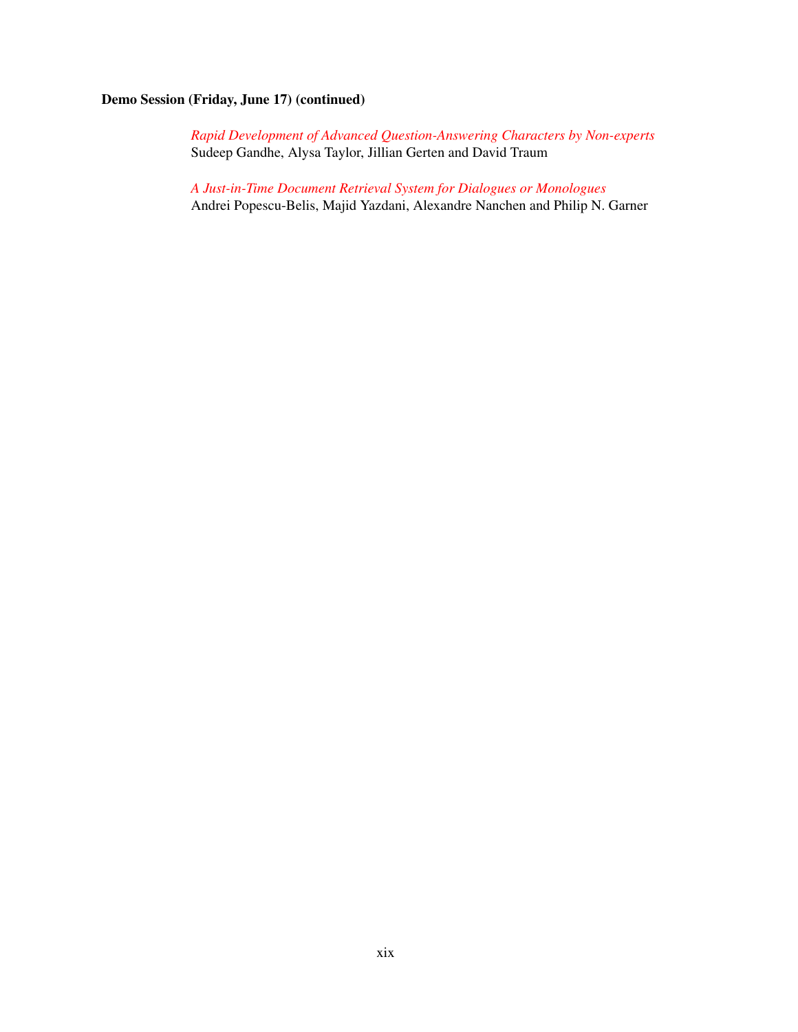**Demo Session (Friday, June 17) (continued)**

*Rapid Development of Advanced Question-Answering Characters by Non-experts*
Sudeep Gandhe, Alysa Taylor, Jillian Gerten and David Traum

*A Just-in-Time Document Retrieval System for Dialogues or Monologues*
Andrei Popescu-Belis, Majid Yazdani, Alexandre Nanchen and Philip N. Garner